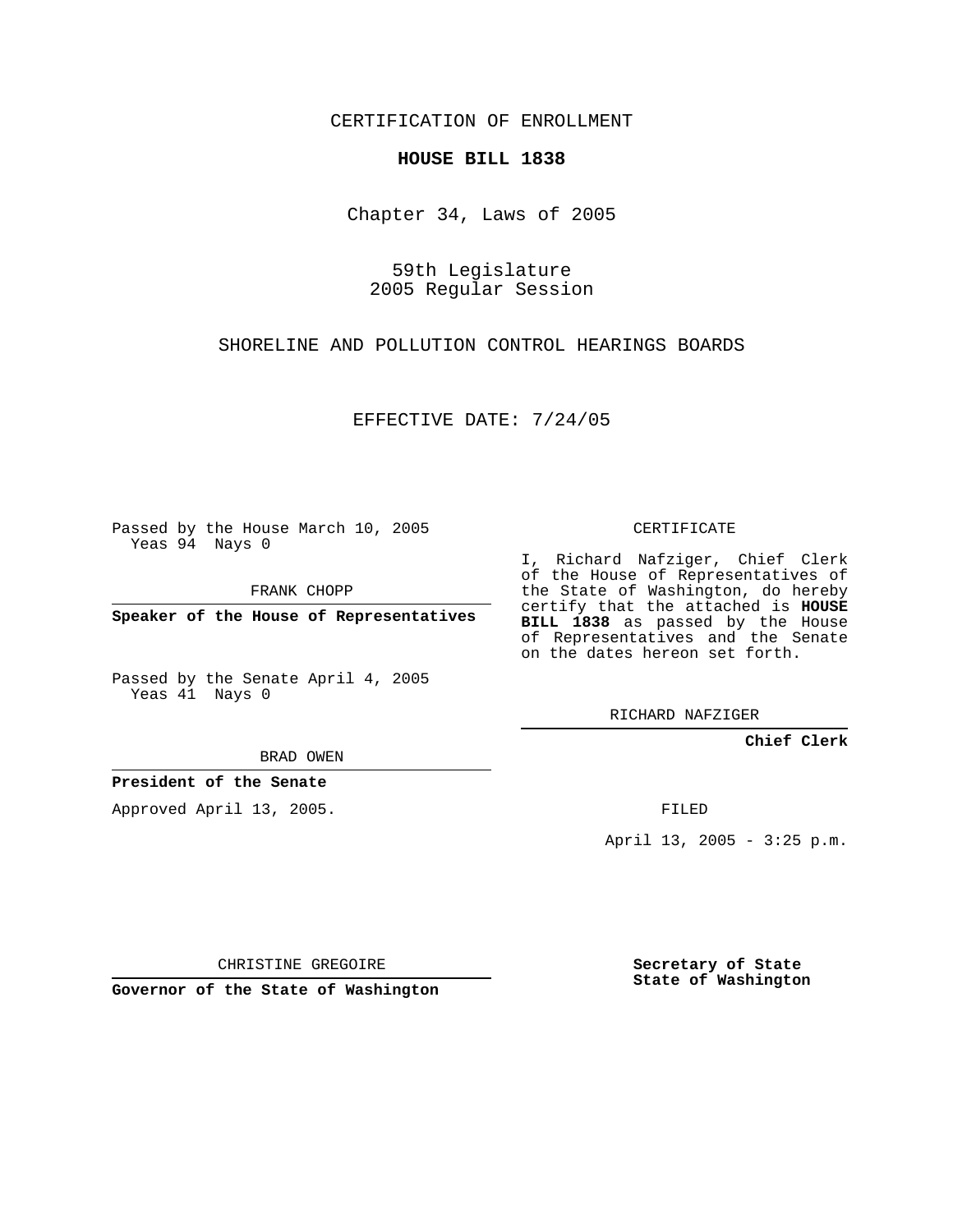CERTIFICATION OF ENROLLMENT

**HOUSE BILL 1838**

Chapter 34, Laws of 2005

59th Legislature
2005 Regular Session

SHORELINE AND POLLUTION CONTROL HEARINGS BOARDS

EFFECTIVE DATE: 7/24/05

Passed by the House March 10, 2005
Yeas 94 Nays 0

FRANK CHOPP

**Speaker of the House of Representatives**

Passed by the Senate April 4, 2005
Yeas 41 Nays 0

BRAD OWEN

**President of the Senate**

Approved April 13, 2005.

CHRISTINE GREGOIRE

**Governor of the State of Washington**

CERTIFICATE

I, Richard Nafziger, Chief Clerk of the House of Representatives of the State of Washington, do hereby certify that the attached is **HOUSE BILL 1838** as passed by the House of Representatives and the Senate on the dates hereon set forth.

RICHARD NAFZIGER

**Chief Clerk**

FILED

April 13, 2005 - 3:25 p.m.

**Secretary of State**
**State of Washington**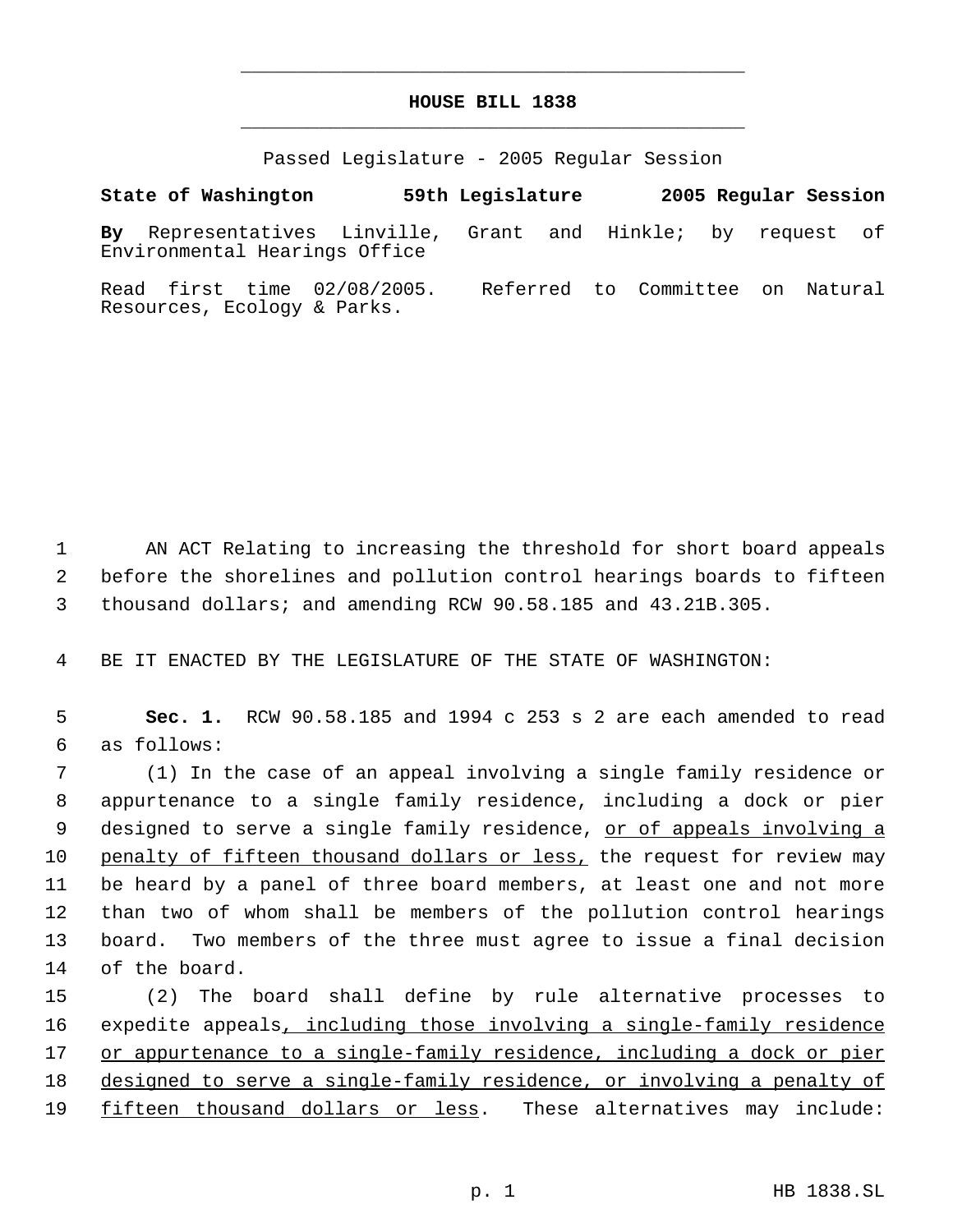# HOUSE BILL 1838

Passed Legislature - 2005 Regular Session

**State of Washington 59th Legislature 2005 Regular Session**

**By** Representatives Linville, Grant and Hinkle; by request of Environmental Hearings Office

Read first time 02/08/2005. Referred to Committee on Natural Resources, Ecology & Parks.

AN ACT Relating to increasing the threshold for short board appeals before the shorelines and pollution control hearings boards to fifteen thousand dollars; and amending RCW 90.58.185 and 43.21B.305.

BE IT ENACTED BY THE LEGISLATURE OF THE STATE OF WASHINGTON:

**Sec. 1.** RCW 90.58.185 and 1994 c 253 s 2 are each amended to read as follows:

(1) In the case of an appeal involving a single family residence or appurtenance to a single family residence, including a dock or pier designed to serve a single family residence, <u>or of appeals involving a penalty of fifteen thousand dollars or less,</u> the request for review may be heard by a panel of three board members, at least one and not more than two of whom shall be members of the pollution control hearings board. Two members of the three must agree to issue a final decision of the board.

(2) The board shall define by rule alternative processes to expedite appeals<u>, including those involving a single-family residence or appurtenance to a single-family residence, including a dock or pier designed to serve a single-family residence, or involving a penalty of fifteen thousand dollars or less</u>. These alternatives may include: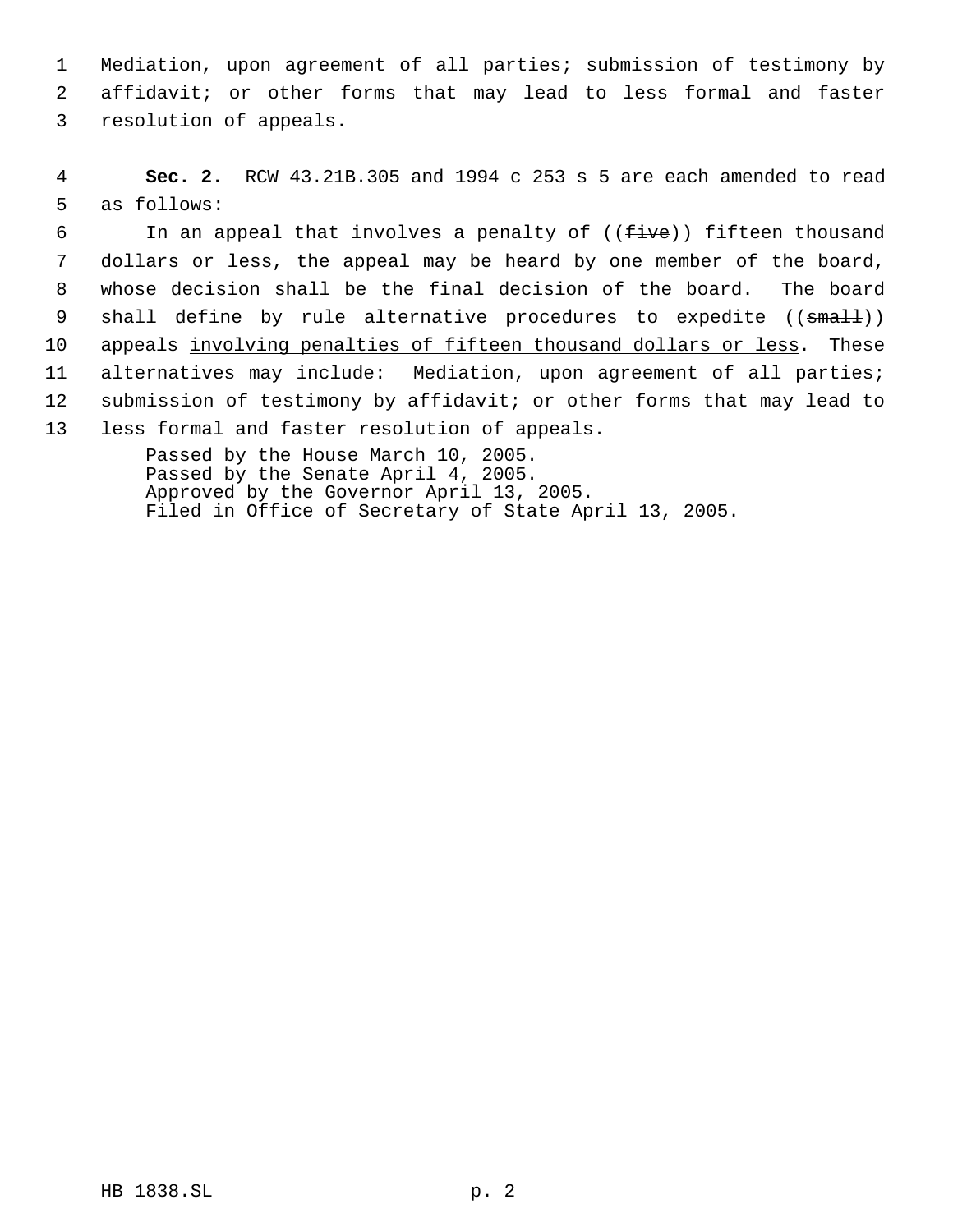Mediation, upon agreement of all parties; submission of testimony by affidavit; or other forms that may lead to less formal and faster resolution of appeals.

**Sec. 2.** RCW 43.21B.305 and 1994 c 253 s 5 are each amended to read as follows:

In an appeal that involves a penalty of ((~~five~~)) fifteen thousand dollars or less, the appeal may be heard by one member of the board, whose decision shall be the final decision of the board. The board shall define by rule alternative procedures to expedite ((~~small~~)) appeals involving penalties of fifteen thousand dollars or less. These alternatives may include: Mediation, upon agreement of all parties; submission of testimony by affidavit; or other forms that may lead to less formal and faster resolution of appeals.

Passed by the House March 10, 2005.
Passed by the Senate April 4, 2005.
Approved by the Governor April 13, 2005.
Filed in Office of Secretary of State April 13, 2005.